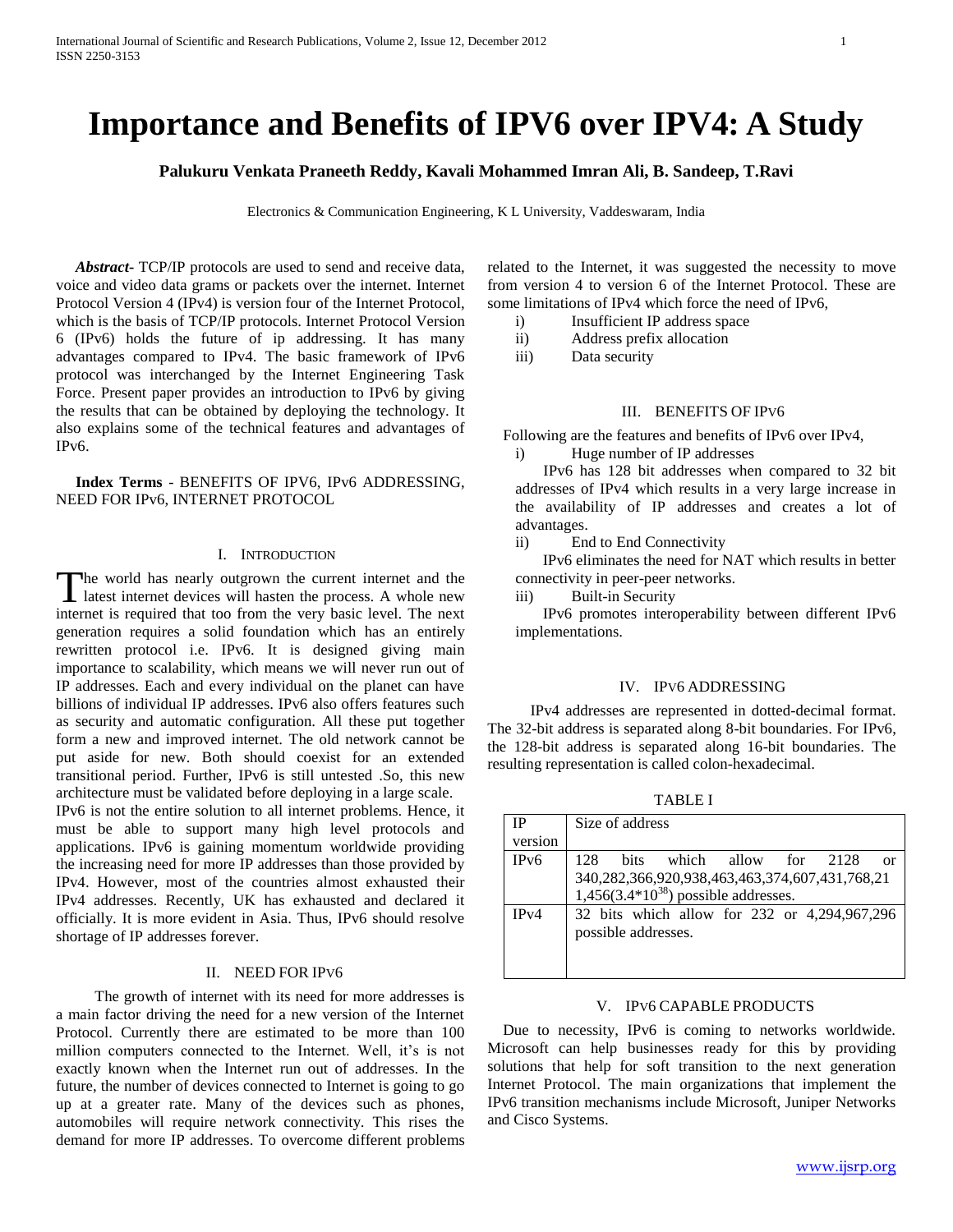# Importance and Benefits of IPV6 over IPV4: A Study

**Palukuru Venkata Praneeth Reddy, Kavali Mohammed Imran Ali, B. Sandeep, T.Ravi**

Electronics & Communication Engineering, K L University, Vaddeswaram, India

***Abstract-*** TCP/IP protocols are used to send and receive data, voice and video data grams or packets over the internet. Internet Protocol Version 4 (IPv4) is version four of the Internet Protocol, which is the basis of TCP/IP protocols. Internet Protocol Version 6 (IPv6) holds the future of ip addressing. It has many advantages compared to IPv4. The basic framework of IPv6 protocol was interchanged by the Internet Engineering Task Force. Present paper provides an introduction to IPv6 by giving the results that can be obtained by deploying the technology. It also explains some of the technical features and advantages of IPv6.

**Index Terms** - BENEFITS OF IPV6, IPv6 ADDRESSING, NEED FOR IPv6, INTERNET PROTOCOL

## I. INTRODUCTION

The world has nearly outgrown the current internet and the latest internet devices will hasten the process. A whole new internet is required that too from the very basic level. The next generation requires a solid foundation which has an entirely rewritten protocol i.e. IPv6. It is designed giving main importance to scalability, which means we will never run out of IP addresses. Each and every individual on the planet can have billions of individual IP addresses. IPv6 also offers features such as security and automatic configuration. All these put together form a new and improved internet. The old network cannot be put aside for new. Both should coexist for an extended transitional period. Further, IPv6 is still untested .So, this new architecture must be validated before deploying in a large scale.

IPv6 is not the entire solution to all internet problems. Hence, it must be able to support many high level protocols and applications. IPv6 is gaining momentum worldwide providing the increasing need for more IP addresses than those provided by IPv4. However, most of the countries almost exhausted their IPv4 addresses. Recently, UK has exhausted and declared it officially. It is more evident in Asia. Thus, IPv6 should resolve shortage of IP addresses forever.

## II. NEED FOR IPv6

The growth of internet with its need for more addresses is a main factor driving the need for a new version of the Internet Protocol. Currently there are estimated to be more than 100 million computers connected to the Internet. Well, it's is not exactly known when the Internet run out of addresses. In the future, the number of devices connected to Internet is going to go up at a greater rate. Many of the devices such as phones, automobiles will require network connectivity. This rises the demand for more IP addresses. To overcome different problems related to the Internet, it was suggested the necessity to move from version 4 to version 6 of the Internet Protocol. These are some limitations of IPv4 which force the need of IPv6,

i) Insufficient IP address space
ii) Address prefix allocation
iii) Data security

## III. BENEFITS OF IPv6

Following are the features and benefits of IPv6 over IPv4,

i) Huge number of IP addresses

IPv6 has 128 bit addresses when compared to 32 bit addresses of IPv4 which results in a very large increase in the availability of IP addresses and creates a lot of advantages.

ii) End to End Connectivity

IPv6 eliminates the need for NAT which results in better connectivity in peer-peer networks.

iii) Built-in Security

IPv6 promotes interoperability between different IPv6 implementations.

## IV. IPv6 ADDRESSING

IPv4 addresses are represented in dotted-decimal format. The 32-bit address is separated along 8-bit boundaries. For IPv6, the 128-bit address is separated along 16-bit boundaries. The resulting representation is called colon-hexadecimal.

TABLE I

| IP version | Size of address |
|---|---|
| IPv6 | 128 bits which allow for 2128 or 340,282,366,920,938,463,463,374,607,431,768,211,456($3.4*10^{38}$) possible addresses. |
| IPv4 | 32 bits which allow for 232 or 4,294,967,296 possible addresses. |

## V. IPv6 CAPABLE PRODUCTS

Due to necessity, IPv6 is coming to networks worldwide. Microsoft can help businesses ready for this by providing solutions that help for soft transition to the next generation Internet Protocol. The main organizations that implement the IPv6 transition mechanisms include Microsoft, Juniper Networks and Cisco Systems.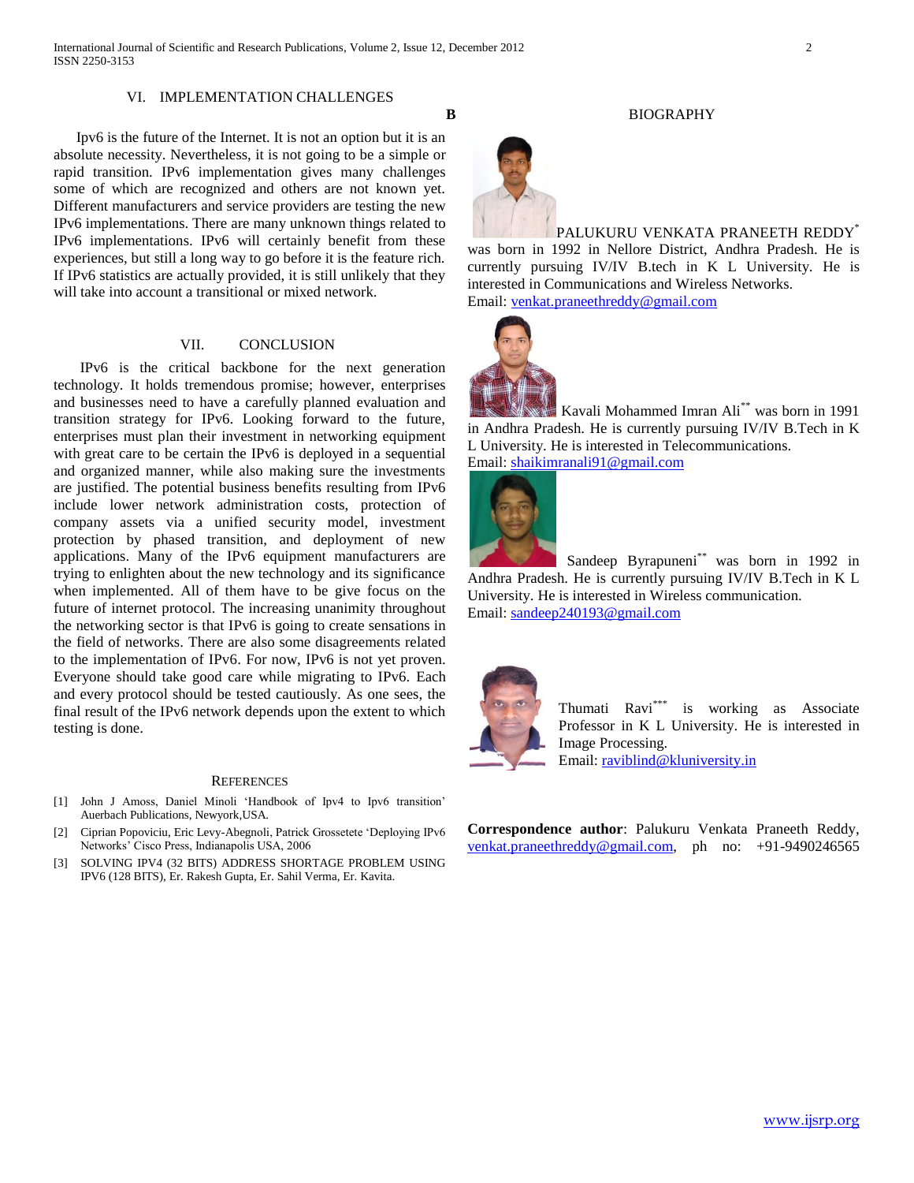## VI. IMPLEMENTATION CHALLENGES

Ipv6 is the future of the Internet. It is not an option but it is an absolute necessity. Nevertheless, it is not going to be a simple or rapid transition. IPv6 implementation gives many challenges some of which are recognized and others are not known yet. Different manufacturers and service providers are testing the new IPv6 implementations. There are many unknown things related to IPv6 implementations. IPv6 will certainly benefit from these experiences, but still a long way to go before it is the feature rich. If IPv6 statistics are actually provided, it is still unlikely that they will take into account a transitional or mixed network.

## VII. CONCLUSION

IPv6 is the critical backbone for the next generation technology. It holds tremendous promise; however, enterprises and businesses need to have a carefully planned evaluation and transition strategy for IPv6. Looking forward to the future, enterprises must plan their investment in networking equipment with great care to be certain the IPv6 is deployed in a sequential and organized manner, while also making sure the investments are justified. The potential business benefits resulting from IPv6 include lower network administration costs, protection of company assets via a unified security model, investment protection by phased transition, and deployment of new applications. Many of the IPv6 equipment manufacturers are trying to enlighten about the new technology and its significance when implemented. All of them have to be give focus on the future of internet protocol. The increasing unanimity throughout the networking sector is that IPv6 is going to create sensations in the field of networks. There are also some disagreements related to the implementation of IPv6. For now, IPv6 is not yet proven. Everyone should take good care while migrating to IPv6. Each and every protocol should be tested cautiously. As one sees, the final result of the IPv6 network depends upon the extent to which testing is done.

## REFERENCES

[1] John J Amoss, Daniel Minoli 'Handbook of Ipv4 to Ipv6 transition' Auerbach Publications, Newyork,USA.

[2] Ciprian Popoviciu, Eric Levy-Abegnoli, Patrick Grossetete 'Deploying IPv6 Networks' Cisco Press, Indianapolis USA, 2006

[3] SOLVING IPV4 (32 BITS) ADDRESS SHORTAGE PROBLEM USING IPV6 (128 BITS), Er. Rakesh Gupta, Er. Sahil Verma, Er. Kavita.

## BIOGRAPHY

PALUKURU VENKATA PRANEETH REDDY[*] was born in 1992 in Nellore District, Andhra Pradesh. He is currently pursuing IV/IV B.tech in K L University. He is interested in Communications and Wireless Networks.
Email: venkat.praneethreddy@gmail.com

Kavali Mohammed Imran Ali[**] was born in 1991 in Andhra Pradesh. He is currently pursuing IV/IV B.Tech in K L University. He is interested in Telecommunications.
Email: shaikimranali91@gmail.com

Sandeep Byrapuneni[**] was born in 1992 in Andhra Pradesh. He is currently pursuing IV/IV B.Tech in K L University. He is interested in Wireless communication.
Email: sandeep240193@gmail.com

Thumati Ravi[***] is working as Associate Professor in K L University. He is interested in Image Processing.
Email: raviblind@kluniversity.in

**Correspondence author**: Palukuru Venkata Praneeth Reddy, venkat.praneethreddy@gmail.com, ph no: +91-9490246565